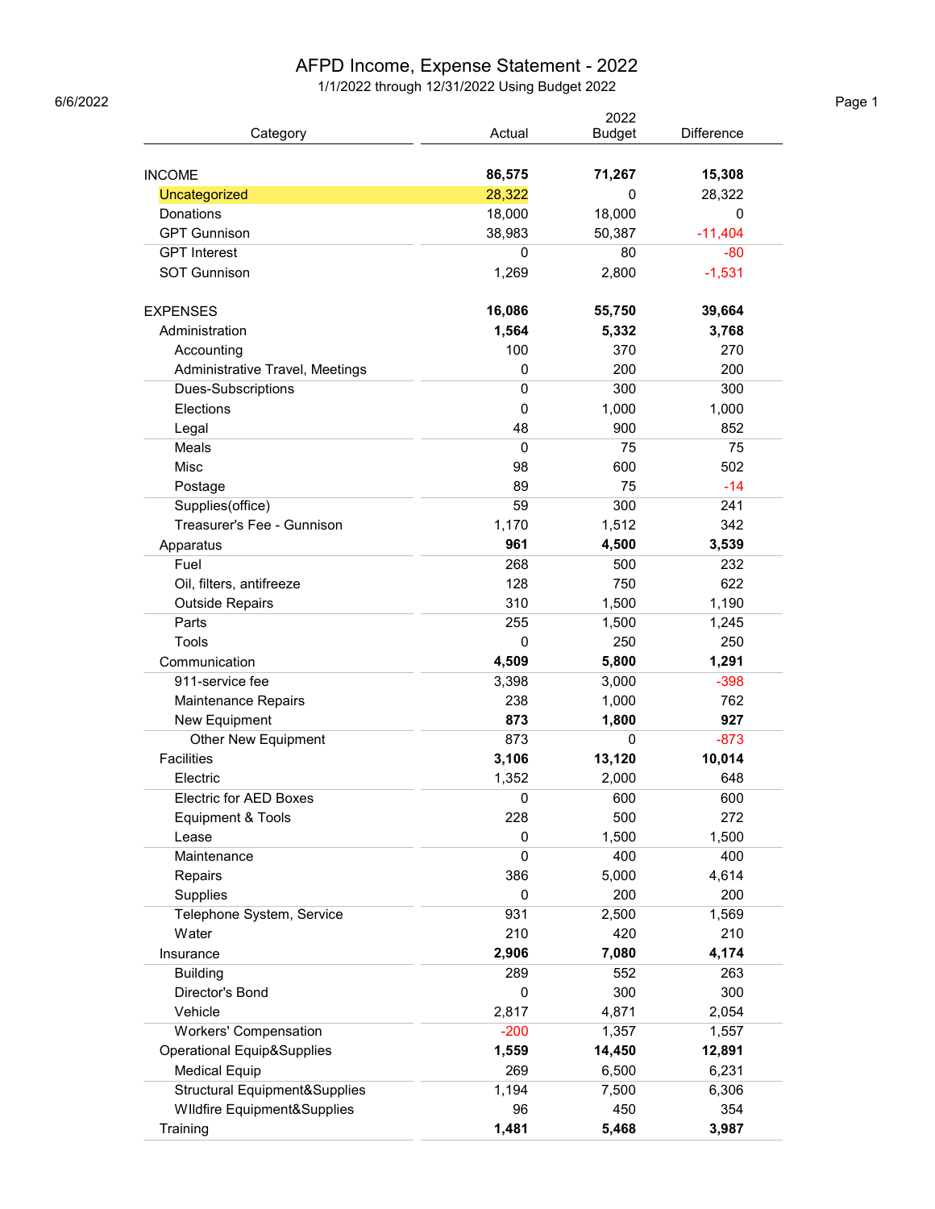# AFPD Income, Expense Statement - 2022

1/1/2022 through 12/31/2022 Using Budget 2022

6/6/2022

| Category | Actual | 2022 Budget | Difference |
|---|---|---|---|
| **INCOME** | **86,575** | **71,267** | **15,308** |
| Uncategorized | 28,322 | 0 | 28,322 |
| Donations | 18,000 | 18,000 | 0 |
| GPT Gunnison | 38,983 | 50,387 | -11,404 |
| GPT Interest | 0 | 80 | -80 |
| SOT Gunnison | 1,269 | 2,800 | -1,531 |
| **EXPENSES** | **16,086** | **55,750** | **39,664** |
| Administration | **1,564** | **5,332** | **3,768** |
| Accounting | 100 | 370 | 270 |
| Administrative Travel, Meetings | 0 | 200 | 200 |
| Dues-Subscriptions | 0 | 300 | 300 |
| Elections | 0 | 1,000 | 1,000 |
| Legal | 48 | 900 | 852 |
| Meals | 0 | 75 | 75 |
| Misc | 98 | 600 | 502 |
| Postage | 89 | 75 | -14 |
| Supplies(office) | 59 | 300 | 241 |
| Treasurer's Fee - Gunnison | 1,170 | 1,512 | 342 |
| Apparatus | **961** | **4,500** | **3,539** |
| Fuel | 268 | 500 | 232 |
| Oil, filters, antifreeze | 128 | 750 | 622 |
| Outside Repairs | 310 | 1,500 | 1,190 |
| Parts | 255 | 1,500 | 1,245 |
| Tools | 0 | 250 | 250 |
| Communication | **4,509** | **5,800** | **1,291** |
| 911-service fee | 3,398 | 3,000 | -398 |
| Maintenance Repairs | 238 | 1,000 | 762 |
| New Equipment | **873** | **1,800** | **927** |
| Other New Equipment | 873 | 0 | -873 |
| Facilities | **3,106** | **13,120** | **10,014** |
| Electric | 1,352 | 2,000 | 648 |
| Electric for AED Boxes | 0 | 600 | 600 |
| Equipment & Tools | 228 | 500 | 272 |
| Lease | 0 | 1,500 | 1,500 |
| Maintenance | 0 | 400 | 400 |
| Repairs | 386 | 5,000 | 4,614 |
| Supplies | 0 | 200 | 200 |
| Telephone System, Service | 931 | 2,500 | 1,569 |
| Water | 210 | 420 | 210 |
| Insurance | **2,906** | **7,080** | **4,174** |
| Building | 289 | 552 | 263 |
| Director's Bond | 0 | 300 | 300 |
| Vehicle | 2,817 | 4,871 | 2,054 |
| Workers' Compensation | -200 | 1,357 | 1,557 |
| Operational Equip&Supplies | **1,559** | **14,450** | **12,891** |
| Medical Equip | 269 | 6,500 | 6,231 |
| Structural Equipment&Supplies | 1,194 | 7,500 | 6,306 |
| WIldfire Equipment&Supplies | 96 | 450 | 354 |
| Training | **1,481** | **5,468** | **3,987** |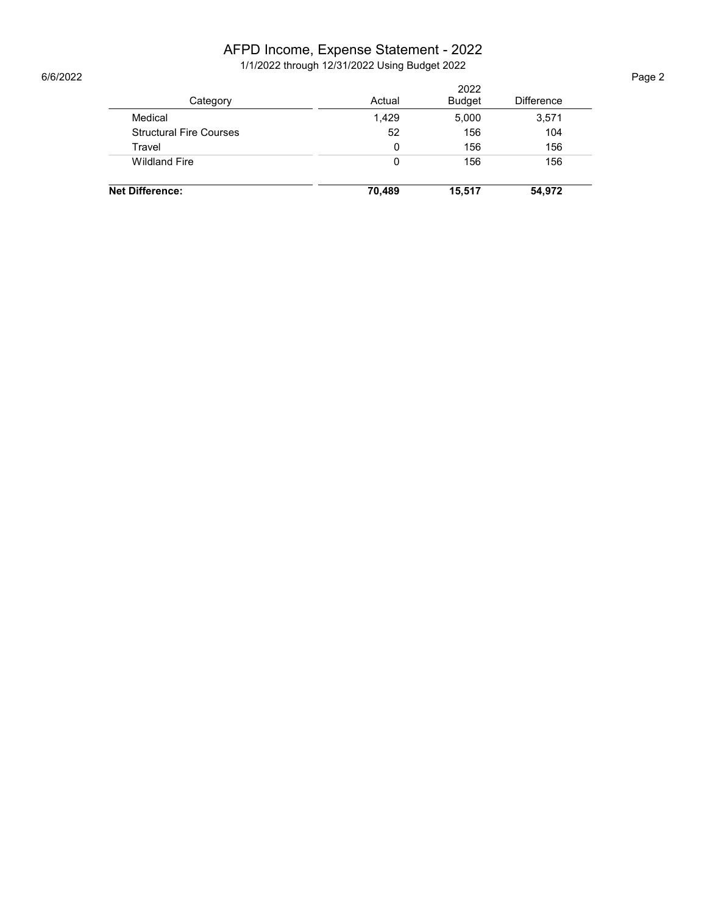# AFPD Income, Expense Statement - 2022

1/1/2022 through 12/31/2022 Using Budget 2022

6/6/2022

| Category | Actual | 2022 Budget | Difference |
|---|---|---|---|
| Medical | 1,429 | 5,000 | 3,571 |
| Structural Fire Courses | 52 | 156 | 104 |
| Travel | 0 | 156 | 156 |
| Wildland Fire | 0 | 156 | 156 |
| **Net Difference:** | **70,489** | **15,517** | **54,972** |